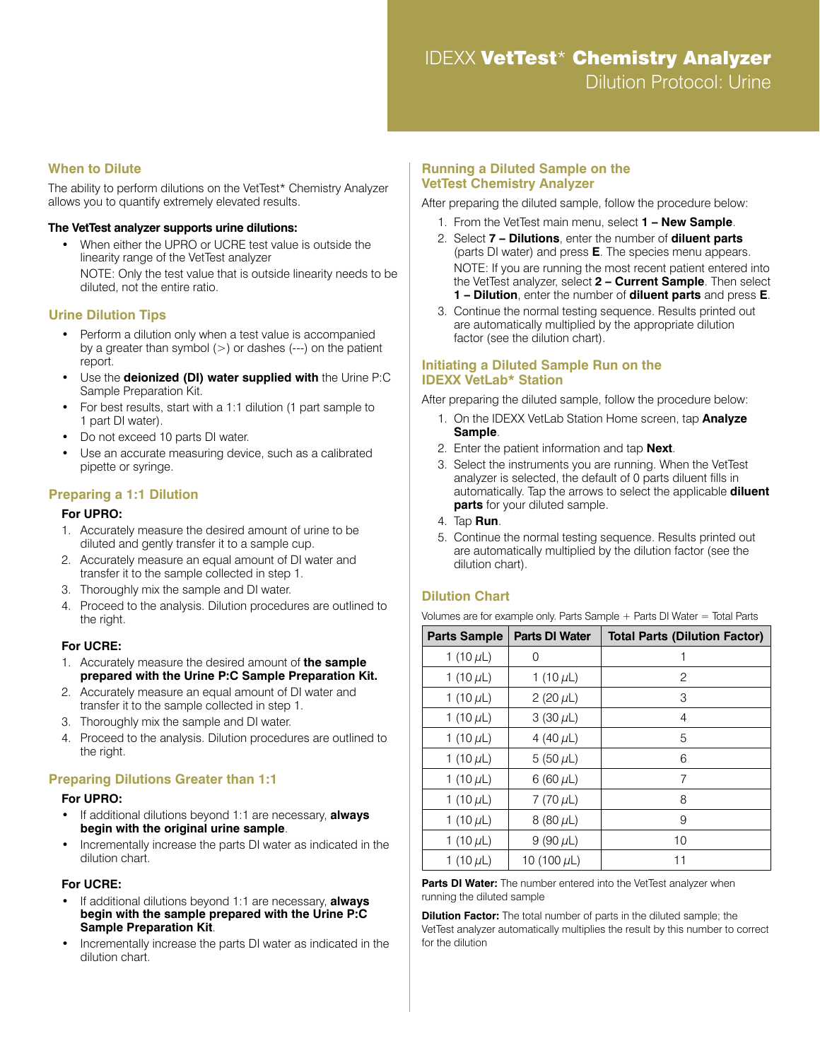# IDEXX **VetTest*** **Chemistry Analyzer**

## Dilution Protocol: Urine

### When to Dilute

The ability to perform dilutions on the VetTest* Chemistry Analyzer allows you to quantify extremely elevated results.

**The VetTest analyzer supports urine dilutions:**

- When either the UPRO or UCRE test value is outside the linearity range of the VetTest analyzer

  NOTE: Only the test value that is outside linearity needs to be diluted, not the entire ratio.

### Urine Dilution Tips

- Perform a dilution only when a test value is accompanied by a greater than symbol (>) or dashes (---) on the patient report.
- Use the **deionized (DI) water supplied with** the Urine P:C Sample Preparation Kit.
- For best results, start with a 1:1 dilution (1 part sample to 1 part DI water).
- Do not exceed 10 parts DI water.
- Use an accurate measuring device, such as a calibrated pipette or syringe.

### Preparing a 1:1 Dilution

**For UPRO:**

1. Accurately measure the desired amount of urine to be diluted and gently transfer it to a sample cup.
2. Accurately measure an equal amount of DI water and transfer it to the sample collected in step 1.
3. Thoroughly mix the sample and DI water.
4. Proceed to the analysis. Dilution procedures are outlined to the right.

**For UCRE:**

1. Accurately measure the desired amount of **the sample prepared with the Urine P:C Sample Preparation Kit.**
2. Accurately measure an equal amount of DI water and transfer it to the sample collected in step 1.
3. Thoroughly mix the sample and DI water.
4. Proceed to the analysis. Dilution procedures are outlined to the right.

### Preparing Dilutions Greater than 1:1

**For UPRO:**

- If additional dilutions beyond 1:1 are necessary, **always begin with the original urine sample**.
- Incrementally increase the parts DI water as indicated in the dilution chart.

**For UCRE:**

- If additional dilutions beyond 1:1 are necessary, **always begin with the sample prepared with the Urine P:C Sample Preparation Kit**.
- Incrementally increase the parts DI water as indicated in the dilution chart.

### Running a Diluted Sample on the VetTest Chemistry Analyzer

After preparing the diluted sample, follow the procedure below:

1. From the VetTest main menu, select **1 – New Sample**.
2. Select **7 – Dilutions**, enter the number of **diluent parts** (parts DI water) and press **E**. The species menu appears.

   NOTE: If you are running the most recent patient entered into the VetTest analyzer, select **2 – Current Sample**. Then select **1 – Dilution**, enter the number of **diluent parts** and press **E**.
3. Continue the normal testing sequence. Results printed out are automatically multiplied by the appropriate dilution factor (see the dilution chart).

### Initiating a Diluted Sample Run on the IDEXX VetLab* Station

After preparing the diluted sample, follow the procedure below:

1. On the IDEXX VetLab Station Home screen, tap **Analyze Sample**.
2. Enter the patient information and tap **Next**.
3. Select the instruments you are running. When the VetTest analyzer is selected, the default of 0 parts diluent fills in automatically. Tap the arrows to select the applicable **diluent parts** for your diluted sample.
4. Tap **Run**.
5. Continue the normal testing sequence. Results printed out are automatically multiplied by the dilution factor (see the dilution chart).

### Dilution Chart

Volumes are for example only. Parts Sample + Parts DI Water = Total Parts

| Parts Sample | Parts DI Water | Total Parts (Dilution Factor) |
|---|---|---|
| 1 (10 μL) | 0 | 1 |
| 1 (10 μL) | 1 (10 μL) | 2 |
| 1 (10 μL) | 2 (20 μL) | 3 |
| 1 (10 μL) | 3 (30 μL) | 4 |
| 1 (10 μL) | 4 (40 μL) | 5 |
| 1 (10 μL) | 5 (50 μL) | 6 |
| 1 (10 μL) | 6 (60 μL) | 7 |
| 1 (10 μL) | 7 (70 μL) | 8 |
| 1 (10 μL) | 8 (80 μL) | 9 |
| 1 (10 μL) | 9 (90 μL) | 10 |
| 1 (10 μL) | 10 (100 μL) | 11 |

**Parts DI Water:** The number entered into the VetTest analyzer when running the diluted sample

**Dilution Factor:** The total number of parts in the diluted sample; the VetTest analyzer automatically multiplies the result by this number to correct for the dilution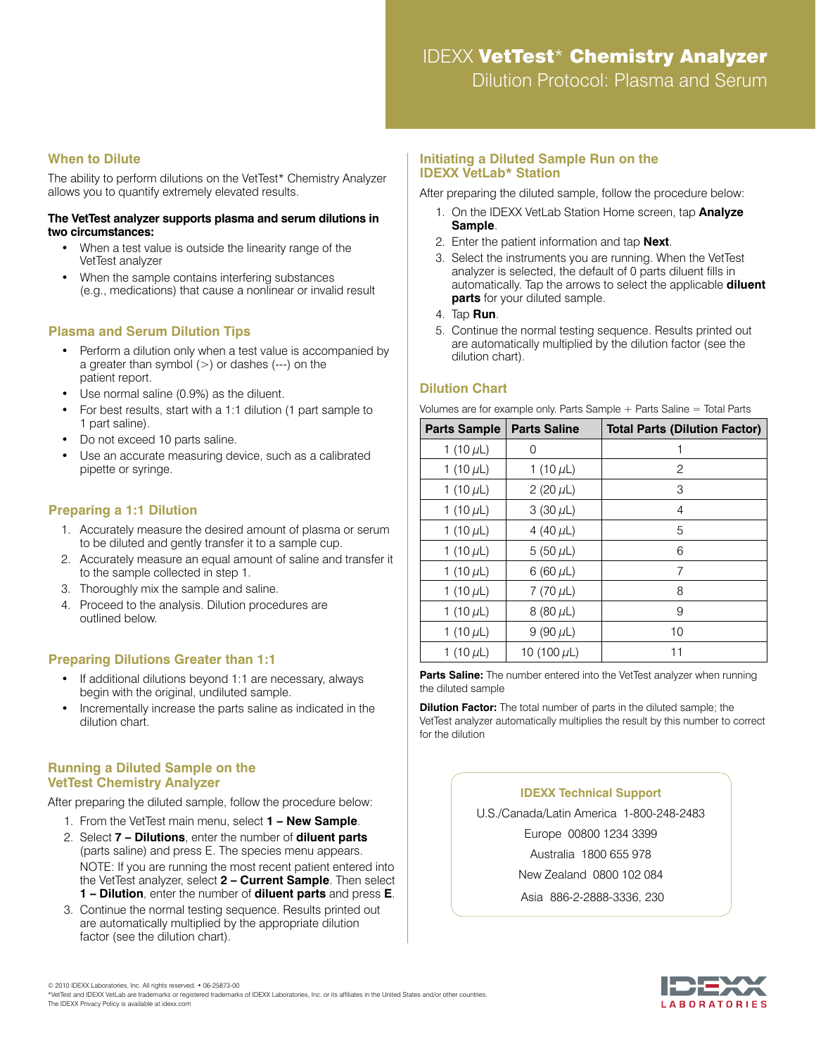# IDEXX **VetTest*** **Chemistry Analyzer**

## Dilution Protocol: Plasma and Serum

### When to Dilute

The ability to perform dilutions on the VetTest* Chemistry Analyzer allows you to quantify extremely elevated results.

**The VetTest analyzer supports plasma and serum dilutions in two circumstances:**

- When a test value is outside the linearity range of the VetTest analyzer
- When the sample contains interfering substances (e.g., medications) that cause a nonlinear or invalid result

### Plasma and Serum Dilution Tips

- Perform a dilution only when a test value is accompanied by a greater than symbol (>) or dashes (---) on the patient report.
- Use normal saline (0.9%) as the diluent.
- For best results, start with a 1:1 dilution (1 part sample to 1 part saline).
- Do not exceed 10 parts saline.
- Use an accurate measuring device, such as a calibrated pipette or syringe.

### Preparing a 1:1 Dilution

1. Accurately measure the desired amount of plasma or serum to be diluted and gently transfer it to a sample cup.
2. Accurately measure an equal amount of saline and transfer it to the sample collected in step 1.
3. Thoroughly mix the sample and saline.
4. Proceed to the analysis. Dilution procedures are outlined below.

### Preparing Dilutions Greater than 1:1

- If additional dilutions beyond 1:1 are necessary, always begin with the original, undiluted sample.
- Incrementally increase the parts saline as indicated in the dilution chart.

### Running a Diluted Sample on the VetTest Chemistry Analyzer

After preparing the diluted sample, follow the procedure below:

1. From the VetTest main menu, select **1 – New Sample**.
2. Select **7 – Dilutions**, enter the number of **diluent parts** (parts saline) and press E. The species menu appears.
   NOTE: If you are running the most recent patient entered into the VetTest analyzer, select **2 – Current Sample**. Then select **1 – Dilution**, enter the number of **diluent parts** and press **E**.
3. Continue the normal testing sequence. Results printed out are automatically multiplied by the appropriate dilution factor (see the dilution chart).

### Initiating a Diluted Sample Run on the IDEXX VetLab* Station

After preparing the diluted sample, follow the procedure below:

1. On the IDEXX VetLab Station Home screen, tap **Analyze Sample**.
2. Enter the patient information and tap **Next**.
3. Select the instruments you are running. When the VetTest analyzer is selected, the default of 0 parts diluent fills in automatically. Tap the arrows to select the applicable **diluent parts** for your diluted sample.
4. Tap **Run**.
5. Continue the normal testing sequence. Results printed out are automatically multiplied by the dilution factor (see the dilution chart).

### Dilution Chart

Volumes are for example only. Parts Sample + Parts Saline = Total Parts

| Parts Sample | Parts Saline | Total Parts (Dilution Factor) |
|---|---|---|
| 1 (10 μL) | 0 | 1 |
| 1 (10 μL) | 1 (10 μL) | 2 |
| 1 (10 μL) | 2 (20 μL) | 3 |
| 1 (10 μL) | 3 (30 μL) | 4 |
| 1 (10 μL) | 4 (40 μL) | 5 |
| 1 (10 μL) | 5 (50 μL) | 6 |
| 1 (10 μL) | 6 (60 μL) | 7 |
| 1 (10 μL) | 7 (70 μL) | 8 |
| 1 (10 μL) | 8 (80 μL) | 9 |
| 1 (10 μL) | 9 (90 μL) | 10 |
| 1 (10 μL) | 10 (100 μL) | 11 |

**Parts Saline:** The number entered into the VetTest analyzer when running the diluted sample

**Dilution Factor:** The total number of parts in the diluted sample; the VetTest analyzer automatically multiplies the result by this number to correct for the dilution

**IDEXX Technical Support**

U.S./Canada/Latin America 1-800-248-2483

Europe 00800 1234 3399

Australia 1800 655 978

New Zealand 0800 102 084

Asia 886-2-2888-3336, 230

© 2010 IDEXX Laboratories, Inc. All rights reserved. • 06-25873-00
*VetTest and IDEXX VetLab are trademarks or registered trademarks of IDEXX Laboratories, Inc. or its affiliates in the United States and/or other countries.
The IDEXX Privacy Policy is available at idexx.com

IDEXX LABORATORIES